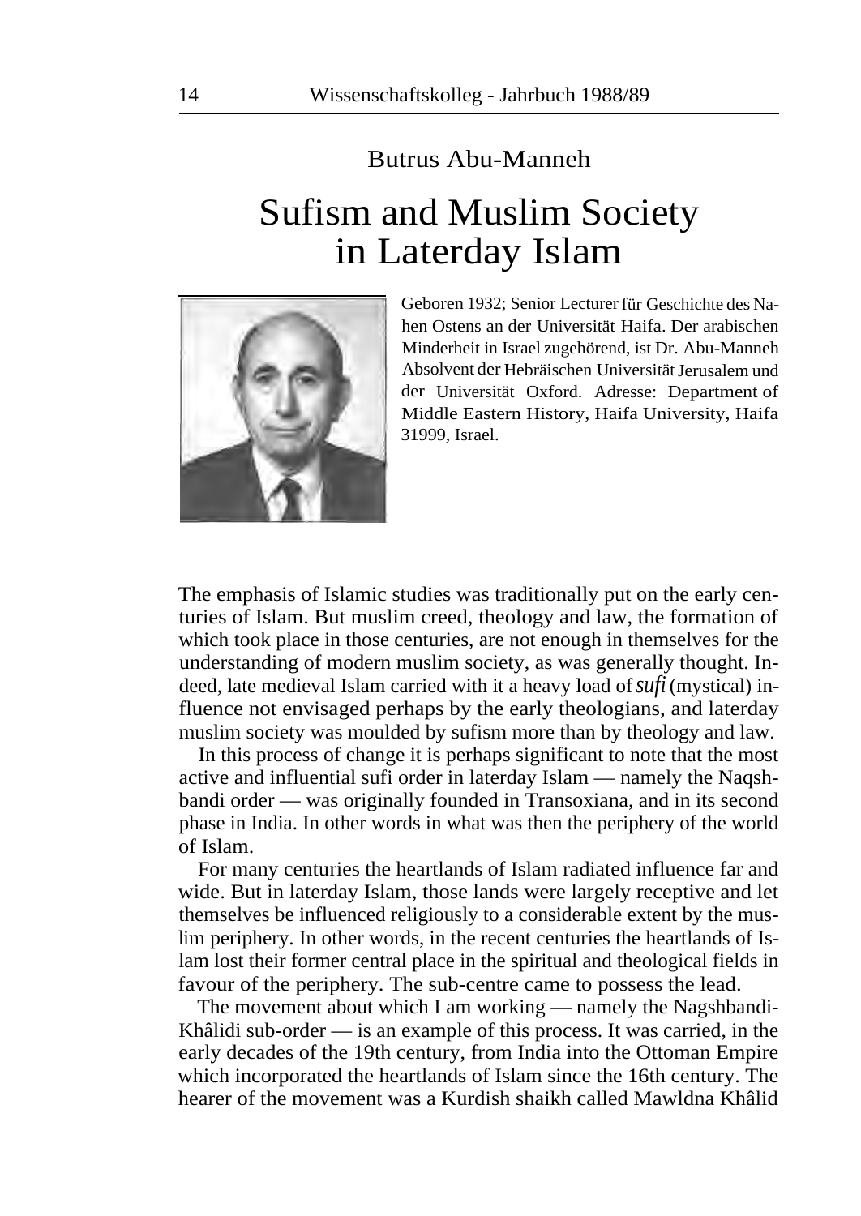Butrus Abu-Manneh

# Sufism and Muslim Society in Laterday Islam

Geboren 1932; Senior Lecturer für Geschichte des Nahen Ostens an der Universität Haifa. Der arabischen Minderheit in Israel zugehörend, ist Dr. Abu-Manneh Absolvent der Hebräischen Universität Jerusalem und der Universität Oxford. Adresse: Department of Middle Eastern History, Haifa University, Haifa 31999, Israel.

The emphasis of Islamic studies was traditionally put on the early centuries of Islam. But muslim creed, theology and law, the formation of which took place in those centuries, are not enough in themselves for the understanding of modern muslim society, as was generally thought. Indeed, late medieval Islam carried with it a heavy load of *sufi* (mystical) influence not envisaged perhaps by the early theologians, and laterday muslim society was moulded by sufism more than by theology and law.

In this process of change it is perhaps significant to note that the most active and influential sufi order in laterday Islam — namely the Naqshbandi order — was originally founded in Transoxiana, and in its second phase in India. In other words in what was then the periphery of the world of Islam.

For many centuries the heartlands of Islam radiated influence far and wide. But in laterday Islam, those lands were largely receptive and let themselves be influenced religiously to a considerable extent by the muslim periphery. In other words, in the recent centuries the heartlands of Islam lost their former central place in the spiritual and theological fields in favour of the periphery. The sub-centre came to possess the lead.

The movement about which I am working — namely the Nagshbandi-Khâlidi sub-order — is an example of this process. It was carried, in the early decades of the 19th century, from India into the Ottoman Empire which incorporated the heartlands of Islam since the 16th century. The hearer of the movement was a Kurdish shaikh called Mawldna Khâlid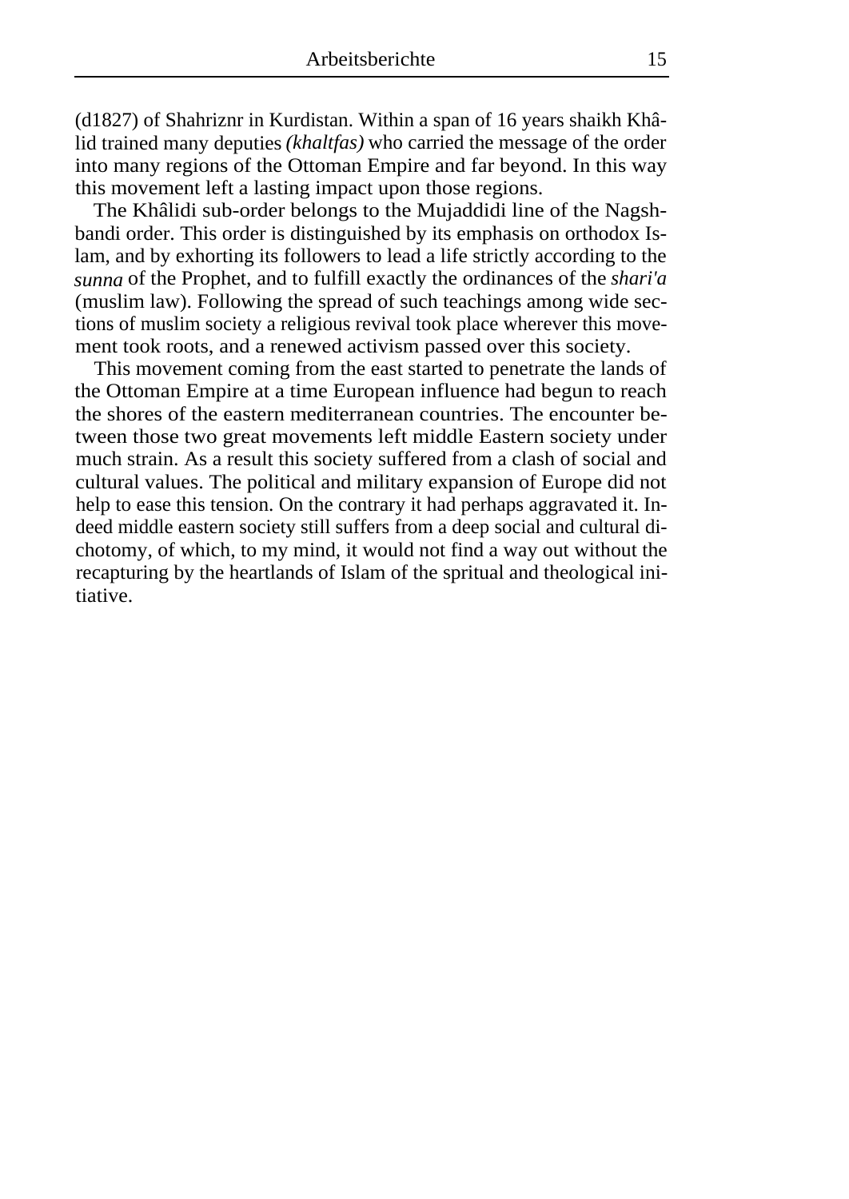(d1827) of Shahriznr in Kurdistan. Within a span of 16 years shaikh Khâlid trained many deputies *(khaltfas)* who carried the message of the order into many regions of the Ottoman Empire and far beyond. In this way this movement left a lasting impact upon those regions.

The Khâlidi sub-order belongs to the Mujaddidi line of the Nagshbandi order. This order is distinguished by its emphasis on orthodox Islam, and by exhorting its followers to lead a life strictly according to the *sunna* of the Prophet, and to fulfill exactly the ordinances of the *shari'a* (muslim law). Following the spread of such teachings among wide sections of muslim society a religious revival took place wherever this movement took roots, and a renewed activism passed over this society.

This movement coming from the east started to penetrate the lands of the Ottoman Empire at a time European influence had begun to reach the shores of the eastern mediterranean countries. The encounter between those two great movements left middle Eastern society under much strain. As a result this society suffered from a clash of social and cultural values. The political and military expansion of Europe did not help to ease this tension. On the contrary it had perhaps aggravated it. Indeed middle eastern society still suffers from a deep social and cultural dichotomy, of which, to my mind, it would not find a way out without the recapturing by the heartlands of Islam of the spritual and theological initiative.